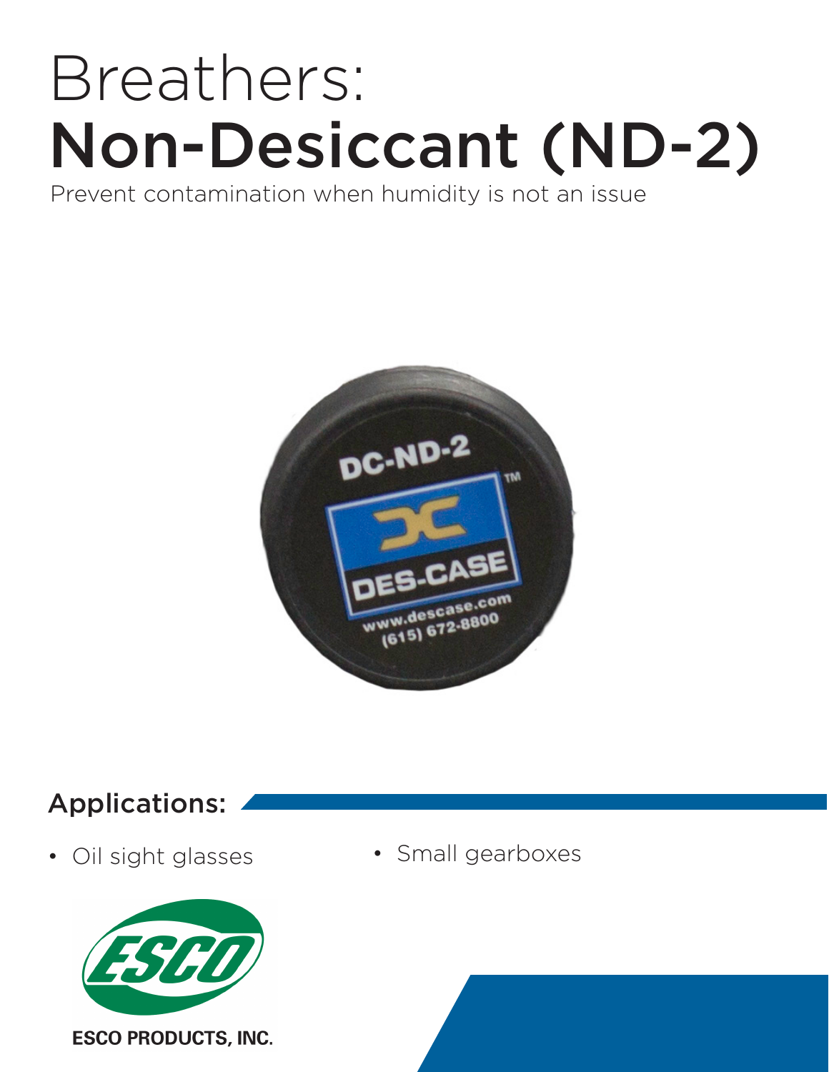# Breathers:
# **Non-Desiccant (ND-2)**

Prevent contamination when humidity is not an issue

## Applications:

- Oil sight glasses
- Small gearboxes

ESCO PRODUCTS, INC.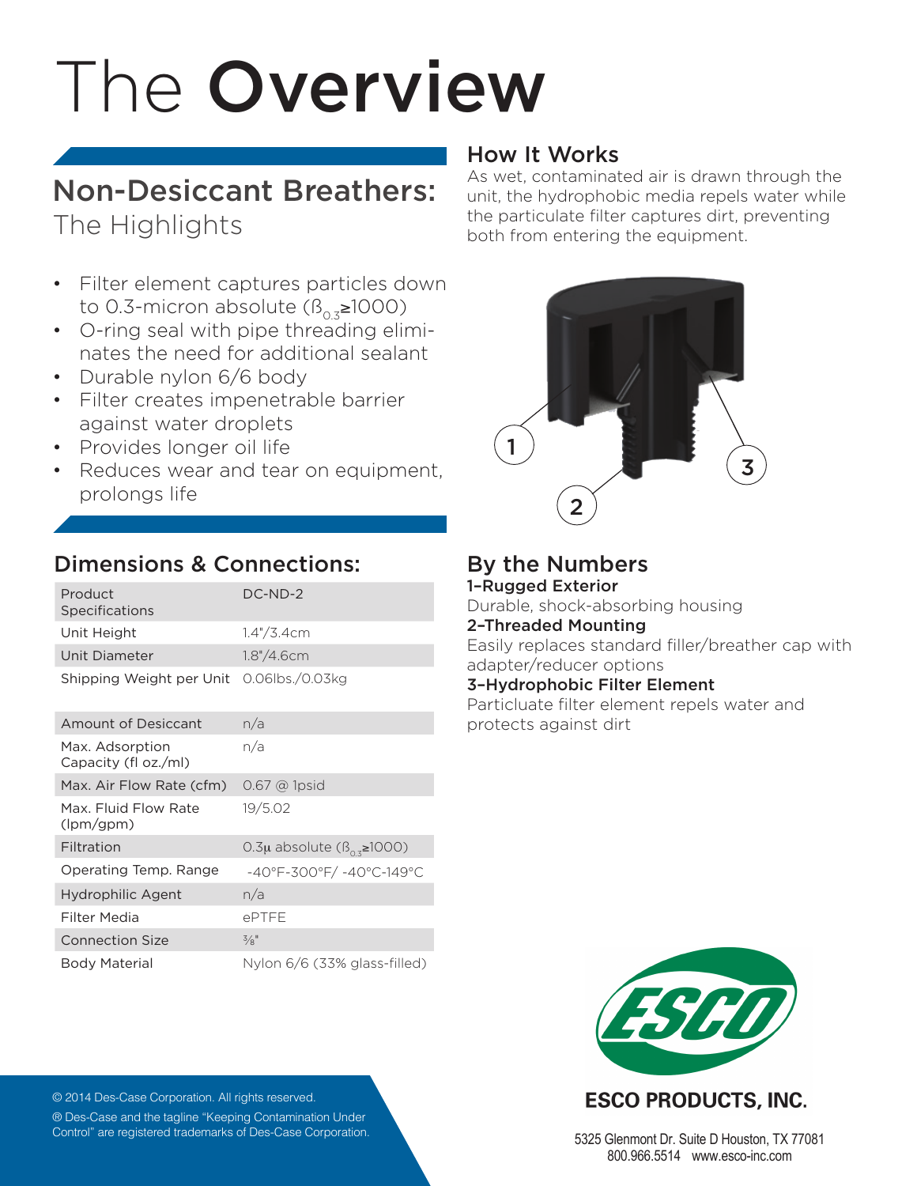# The **Overview**

## Non-Desiccant Breathers:

The Highlights

- Filter element captures particles down to 0.3-micron absolute ($\beta_{0.3}\geq1000$)
- O-ring seal with pipe threading eliminates the need for additional sealant
- Durable nylon 6/6 body
- Filter creates impenetrable barrier against water droplets
- Provides longer oil life
- Reduces wear and tear on equipment, prolongs life

## How It Works

As wet, contaminated air is drawn through the unit, the hydrophobic media repels water while the particulate filter captures dirt, preventing both from entering the equipment.

1

2

3

## Dimensions & Connections:

| | |
|---|---|
| Product Specifications | DC-ND-2 |
| Unit Height | 1.4"/3.4cm |
| Unit Diameter | 1.8"/4.6cm |
| Shipping Weight per Unit | 0.06lbs./0.03kg |
| Amount of Desiccant | n/a |
| Max. Adsorption Capacity (fl oz./ml) | n/a |
| Max. Air Flow Rate (cfm) | 0.67 @ 1psid |
| Max. Fluid Flow Rate (lpm/gpm) | 19/5.02 |
| Filtration | 0.3µ absolute ($\beta_{0.3}\geq1000$) |
| Operating Temp. Range | -40°F-300°F/ -40°C-149°C |
| Hydrophilic Agent | n/a |
| Filter Media | ePTFE |
| Connection Size | ⅜" |
| Body Material | Nylon 6/6 (33% glass-filled) |

## By the Numbers

**1–Rugged Exterior**

Durable, shock-absorbing housing

**2–Threaded Mounting**

Easily replaces standard filler/breather cap with adapter/reducer options

**3–Hydrophobic Filter Element**

Particluate filter element repels water and protects against dirt

© 2014 Des-Case Corporation. All rights reserved.

® Des-Case and the tagline "Keeping Contamination Under Control" are registered trademarks of Des-Case Corporation.

ESCO

**ESCO PRODUCTS, INC.**

5325 Glenmont Dr. Suite D Houston, TX 77081
800.966.5514 www.esco-inc.com